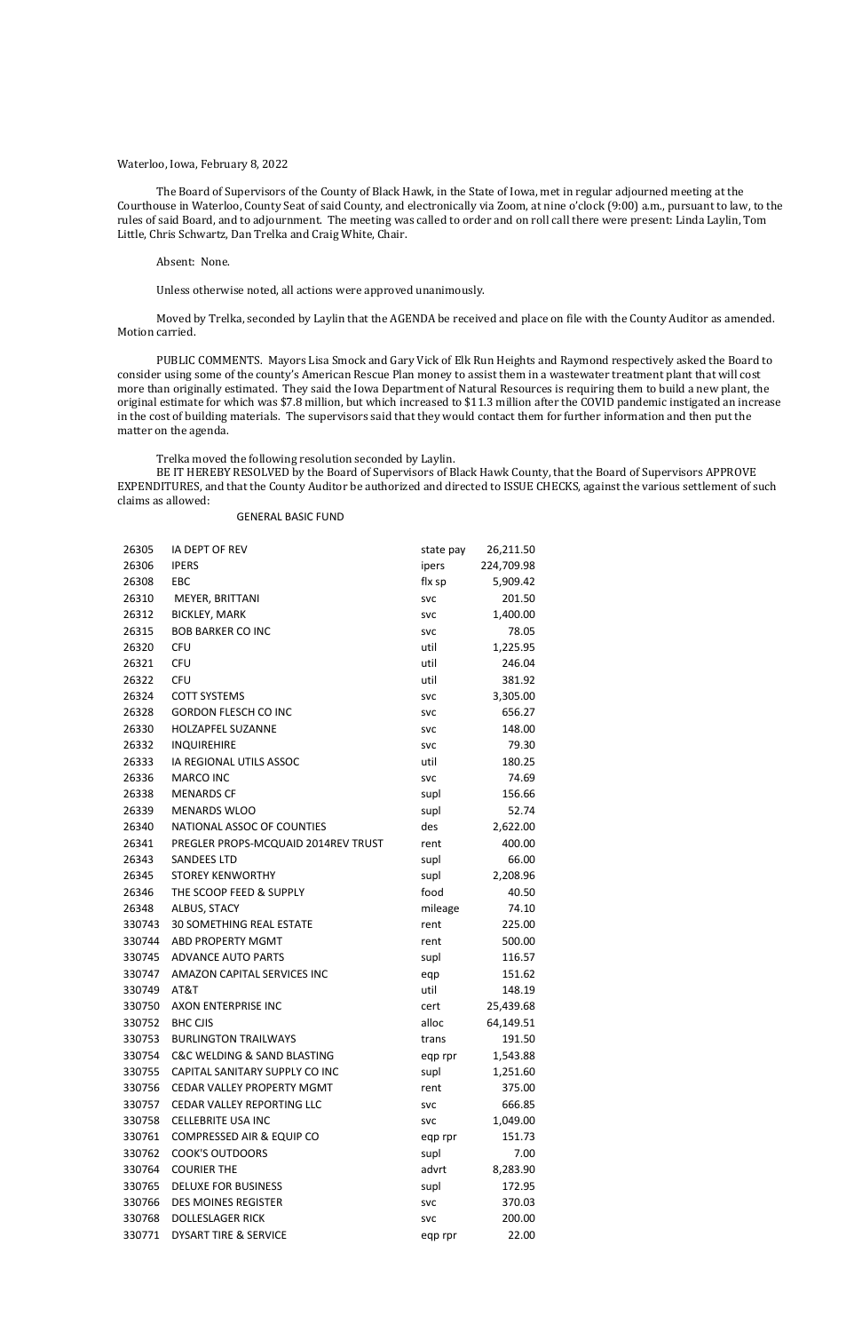Waterloo, Iowa, February 8, 2022

The Board of Supervisors of the County of Black Hawk, in the State of Iowa, met in regular adjourned meeting at the Courthouse in Waterloo, County Seat of said County, and electronically via Zoom, at nine o'clock (9:00) a.m., pursuant to law, to the rules of said Board, and to adjournment. The meeting was called to order and on roll call there were present: Linda Laylin, Tom Little, Chris Schwartz, Dan Trelka and Craig White, Chair.

Absent: None.

Unless otherwise noted, all actions were approved unanimously.

Moved by Trelka, seconded by Laylin that the AGENDA be received and place on file with the County Auditor as amended. Motion carried.

PUBLIC COMMENTS. Mayors Lisa Smock and Gary Vick of Elk Run Heights and Raymond respectively asked the Board to consider using some of the county's American Rescue Plan money to assist them in a wastewater treatment plant that will cost more than originally estimated. They said the Iowa Department of Natural Resources is requiring them to build a new plant, the original estimate for which was $7.8 million, but which increased to $11.3 million after the COVID pandemic instigated an increase in the cost of building materials. The supervisors said that they would contact them for further information and then put the matter on the agenda.

Trelka moved the following resolution seconded by Laylin.

BE IT HEREBY RESOLVED by the Board of Supervisors of Black Hawk County, that the Board of Supervisors APPROVE EXPENDITURES, and that the County Auditor be authorized and directed to ISSUE CHECKS, against the various settlement of such claims as allowed:

GENERAL BASIC FUND

| | | | |
|---|---|---|---|
| 26305 | IA DEPT OF REV | state pay | 26,211.50 |
| 26306 | IPERS | ipers | 224,709.98 |
| 26308 | EBC | flx sp | 5,909.42 |
| 26310 | MEYER, BRITTANI | svc | 201.50 |
| 26312 | BICKLEY, MARK | svc | 1,400.00 |
| 26315 | BOB BARKER CO INC | svc | 78.05 |
| 26320 | CFU | util | 1,225.95 |
| 26321 | CFU | util | 246.04 |
| 26322 | CFU | util | 381.92 |
| 26324 | COTT SYSTEMS | svc | 3,305.00 |
| 26328 | GORDON FLESCH CO INC | svc | 656.27 |
| 26330 | HOLZAPFEL SUZANNE | svc | 148.00 |
| 26332 | INQUIREHIRE | svc | 79.30 |
| 26333 | IA REGIONAL UTILS ASSOC | util | 180.25 |
| 26336 | MARCO INC | svc | 74.69 |
| 26338 | MENARDS CF | supl | 156.66 |
| 26339 | MENARDS WLOO | supl | 52.74 |
| 26340 | NATIONAL ASSOC OF COUNTIES | des | 2,622.00 |
| 26341 | PREGLER PROPS-MCQUAID 2014REV TRUST | rent | 400.00 |
| 26343 | SANDEES LTD | supl | 66.00 |
| 26345 | STOREY KENWORTHY | supl | 2,208.96 |
| 26346 | THE SCOOP FEED & SUPPLY | food | 40.50 |
| 26348 | ALBUS, STACY | mileage | 74.10 |
| 330743 | 30 SOMETHING REAL ESTATE | rent | 225.00 |
| 330744 | ABD PROPERTY MGMT | rent | 500.00 |
| 330745 | ADVANCE AUTO PARTS | supl | 116.57 |
| 330747 | AMAZON CAPITAL SERVICES INC | eqp | 151.62 |
| 330749 | AT&T | util | 148.19 |
| 330750 | AXON ENTERPRISE INC | cert | 25,439.68 |
| 330752 | BHC CJIS | alloc | 64,149.51 |
| 330753 | BURLINGTON TRAILWAYS | trans | 191.50 |
| 330754 | C&C WELDING & SAND BLASTING | eqp rpr | 1,543.88 |
| 330755 | CAPITAL SANITARY SUPPLY CO INC | supl | 1,251.60 |
| 330756 | CEDAR VALLEY PROPERTY MGMT | rent | 375.00 |
| 330757 | CEDAR VALLEY REPORTING LLC | svc | 666.85 |
| 330758 | CELLEBRITE USA INC | svc | 1,049.00 |
| 330761 | COMPRESSED AIR & EQUIP CO | eqp rpr | 151.73 |
| 330762 | COOK'S OUTDOORS | supl | 7.00 |
| 330764 | COURIER THE | advrt | 8,283.90 |
| 330765 | DELUXE FOR BUSINESS | supl | 172.95 |
| 330766 | DES MOINES REGISTER | svc | 370.03 |
| 330768 | DOLLESLAGER RICK | svc | 200.00 |
| 330771 | DYSART TIRE & SERVICE | eqp rpr | 22.00 |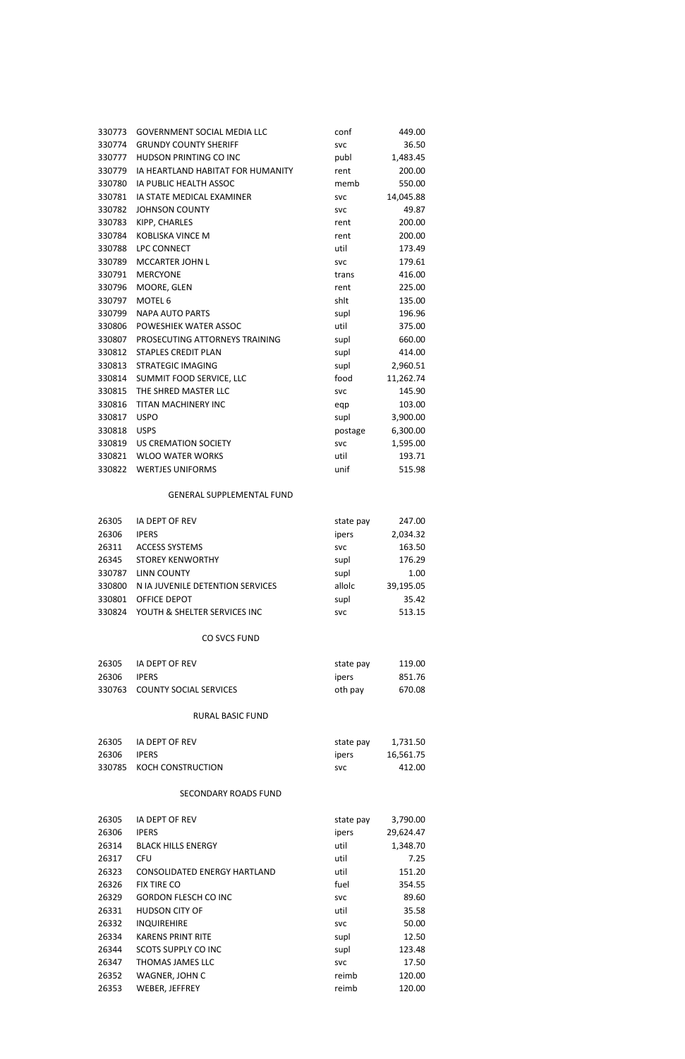| | | | |
|---|---|---|---|
| 330773 | GOVERNMENT SOCIAL MEDIA LLC | conf | 449.00 |
| 330774 | GRUNDY COUNTY SHERIFF | svc | 36.50 |
| 330777 | HUDSON PRINTING CO INC | publ | 1,483.45 |
| 330779 | IA HEARTLAND HABITAT FOR HUMANITY | rent | 200.00 |
| 330780 | IA PUBLIC HEALTH ASSOC | memb | 550.00 |
| 330781 | IA STATE MEDICAL EXAMINER | svc | 14,045.88 |
| 330782 | JOHNSON COUNTY | svc | 49.87 |
| 330783 | KIPP, CHARLES | rent | 200.00 |
| 330784 | KOBLISKA VINCE M | rent | 200.00 |
| 330788 | LPC CONNECT | util | 173.49 |
| 330789 | MCCARTER JOHN L | svc | 179.61 |
| 330791 | MERCYONE | trans | 416.00 |
| 330796 | MOORE, GLEN | rent | 225.00 |
| 330797 | MOTEL 6 | shlt | 135.00 |
| 330799 | NAPA AUTO PARTS | supl | 196.96 |
| 330806 | POWESHIEK WATER ASSOC | util | 375.00 |
| 330807 | PROSECUTING ATTORNEYS TRAINING | supl | 660.00 |
| 330812 | STAPLES CREDIT PLAN | supl | 414.00 |
| 330813 | STRATEGIC IMAGING | supl | 2,960.51 |
| 330814 | SUMMIT FOOD SERVICE, LLC | food | 11,262.74 |
| 330815 | THE SHRED MASTER LLC | svc | 145.90 |
| 330816 | TITAN MACHINERY INC | eqp | 103.00 |
| 330817 | USPO | supl | 3,900.00 |
| 330818 | USPS | postage | 6,300.00 |
| 330819 | US CREMATION SOCIETY | svc | 1,595.00 |
| 330821 | WLOO WATER WORKS | util | 193.71 |
| 330822 | WERTJES UNIFORMS | unif | 515.98 |

GENERAL SUPPLEMENTAL FUND

| | | | |
|---|---|---|---|
| 26305 | IA DEPT OF REV | state pay | 247.00 |
| 26306 | IPERS | ipers | 2,034.32 |
| 26311 | ACCESS SYSTEMS | svc | 163.50 |
| 26345 | STOREY KENWORTHY | supl | 176.29 |
| 330787 | LINN COUNTY | supl | 1.00 |
| 330800 | N IA JUVENILE DETENTION SERVICES | allolc | 39,195.05 |
| 330801 | OFFICE DEPOT | supl | 35.42 |
| 330824 | YOUTH & SHELTER SERVICES INC | svc | 513.15 |

CO SVCS FUND

| | | | |
|---|---|---|---|
| 26305 | IA DEPT OF REV | state pay | 119.00 |
| 26306 | IPERS | ipers | 851.76 |
| 330763 | COUNTY SOCIAL SERVICES | oth pay | 670.08 |

RURAL BASIC FUND

| | | | |
|---|---|---|---|
| 26305 | IA DEPT OF REV | state pay | 1,731.50 |
| 26306 | IPERS | ipers | 16,561.75 |
| 330785 | KOCH CONSTRUCTION | svc | 412.00 |

SECONDARY ROADS FUND

| | | | |
|---|---|---|---|
| 26305 | IA DEPT OF REV | state pay | 3,790.00 |
| 26306 | IPERS | ipers | 29,624.47 |
| 26314 | BLACK HILLS ENERGY | util | 1,348.70 |
| 26317 | CFU | util | 7.25 |
| 26323 | CONSOLIDATED ENERGY HARTLAND | util | 151.20 |
| 26326 | FIX TIRE CO | fuel | 354.55 |
| 26329 | GORDON FLESCH CO INC | svc | 89.60 |
| 26331 | HUDSON CITY OF | util | 35.58 |
| 26332 | INQUIREHIRE | svc | 50.00 |
| 26334 | KARENS PRINT RITE | supl | 12.50 |
| 26344 | SCOTS SUPPLY CO INC | supl | 123.48 |
| 26347 | THOMAS JAMES LLC | svc | 17.50 |
| 26352 | WAGNER, JOHN C | reimb | 120.00 |
| 26353 | WEBER, JEFFREY | reimb | 120.00 |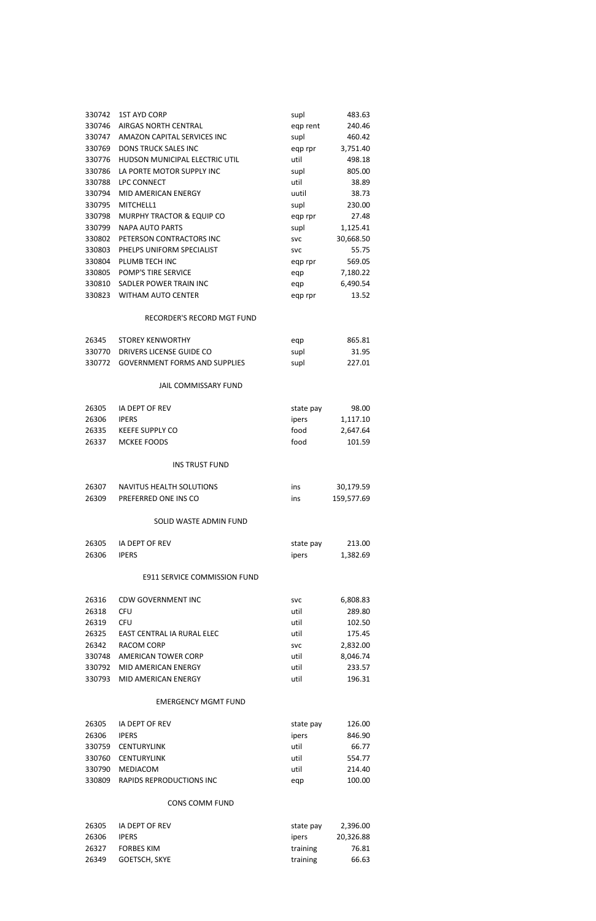| | | | |
|---|---|---|---|
| 330742 | 1ST AYD CORP | supl | 483.63 |
| 330746 | AIRGAS NORTH CENTRAL | eqp rent | 240.46 |
| 330747 | AMAZON CAPITAL SERVICES INC | supl | 460.42 |
| 330769 | DONS TRUCK SALES INC | eqp rpr | 3,751.40 |
| 330776 | HUDSON MUNICIPAL ELECTRIC UTIL | util | 498.18 |
| 330786 | LA PORTE MOTOR SUPPLY INC | supl | 805.00 |
| 330788 | LPC CONNECT | util | 38.89 |
| 330794 | MID AMERICAN ENERGY | uutil | 38.73 |
| 330795 | MITCHELL1 | supl | 230.00 |
| 330798 | MURPHY TRACTOR & EQUIP CO | eqp rpr | 27.48 |
| 330799 | NAPA AUTO PARTS | supl | 1,125.41 |
| 330802 | PETERSON CONTRACTORS INC | svc | 30,668.50 |
| 330803 | PHELPS UNIFORM SPECIALIST | svc | 55.75 |
| 330804 | PLUMB TECH INC | eqp rpr | 569.05 |
| 330805 | POMP'S TIRE SERVICE | eqp | 7,180.22 |
| 330810 | SADLER POWER TRAIN INC | eqp | 6,490.54 |
| 330823 | WITHAM AUTO CENTER | eqp rpr | 13.52 |

RECORDER'S RECORD MGT FUND

| | | | |
|---|---|---|---|
| 26345 | STOREY KENWORTHY | eqp | 865.81 |
| 330770 | DRIVERS LICENSE GUIDE CO | supl | 31.95 |
| 330772 | GOVERNMENT FORMS AND SUPPLIES | supl | 227.01 |

JAIL COMMISSARY FUND

| | | | |
|---|---|---|---|
| 26305 | IA DEPT OF REV | state pay | 98.00 |
| 26306 | IPERS | ipers | 1,117.10 |
| 26335 | KEEFE SUPPLY CO | food | 2,647.64 |
| 26337 | MCKEE FOODS | food | 101.59 |

INS TRUST FUND

| | | | |
|---|---|---|---|
| 26307 | NAVITUS HEALTH SOLUTIONS | ins | 30,179.59 |
| 26309 | PREFERRED ONE INS CO | ins | 159,577.69 |

SOLID WASTE ADMIN FUND

| | | | |
|---|---|---|---|
| 26305 | IA DEPT OF REV | state pay | 213.00 |
| 26306 | IPERS | ipers | 1,382.69 |

E911 SERVICE COMMISSION FUND

| | | | |
|---|---|---|---|
| 26316 | CDW GOVERNMENT INC | svc | 6,808.83 |
| 26318 | CFU | util | 289.80 |
| 26319 | CFU | util | 102.50 |
| 26325 | EAST CENTRAL IA RURAL ELEC | util | 175.45 |
| 26342 | RACOM CORP | svc | 2,832.00 |
| 330748 | AMERICAN TOWER CORP | util | 8,046.74 |
| 330792 | MID AMERICAN ENERGY | util | 233.57 |
| 330793 | MID AMERICAN ENERGY | util | 196.31 |

EMERGENCY MGMT FUND

| | | | |
|---|---|---|---|
| 26305 | IA DEPT OF REV | state pay | 126.00 |
| 26306 | IPERS | ipers | 846.90 |
| 330759 | CENTURYLINK | util | 66.77 |
| 330760 | CENTURYLINK | util | 554.77 |
| 330790 | MEDIACOM | util | 214.40 |
| 330809 | RAPIDS REPRODUCTIONS INC | eqp | 100.00 |

CONS COMM FUND

| | | | |
|---|---|---|---|
| 26305 | IA DEPT OF REV | state pay | 2,396.00 |
| 26306 | IPERS | ipers | 20,326.88 |
| 26327 | FORBES KIM | training | 76.81 |
| 26349 | GOETSCH, SKYE | training | 66.63 |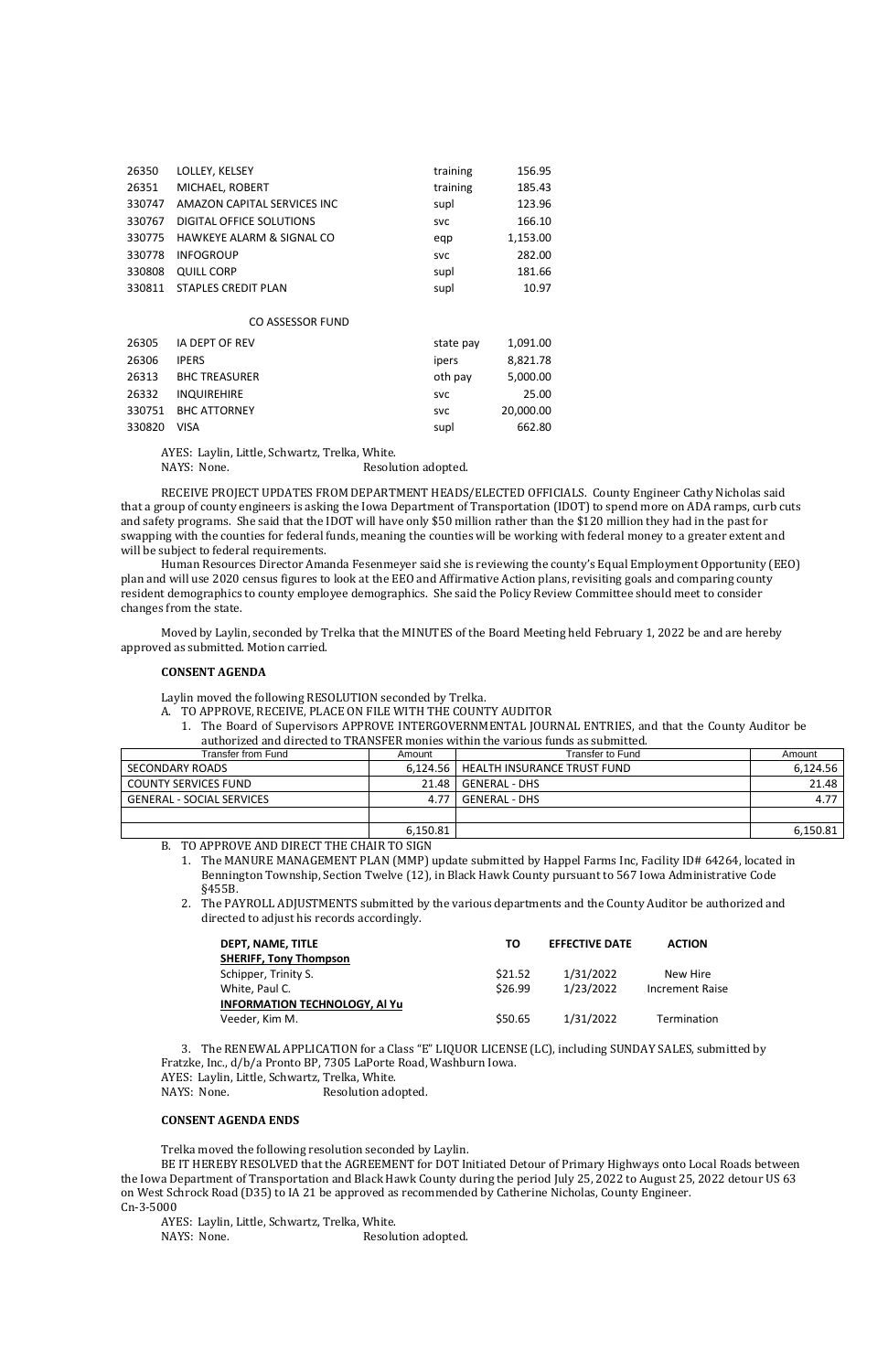| | | | |
|---|---|---|---|
| 26350 | LOLLEY, KELSEY | training | 156.95 |
| 26351 | MICHAEL, ROBERT | training | 185.43 |
| 330747 | AMAZON CAPITAL SERVICES INC | supl | 123.96 |
| 330767 | DIGITAL OFFICE SOLUTIONS | svc | 166.10 |
| 330775 | HAWKEYE ALARM & SIGNAL CO | eqp | 1,153.00 |
| 330778 | INFOGROUP | svc | 282.00 |
| 330808 | QUILL CORP | supl | 181.66 |
| 330811 | STAPLES CREDIT PLAN | supl | 10.97 |

CO ASSESSOR FUND

| | | | |
|---|---|---|---|
| 26305 | IA DEPT OF REV | state pay | 1,091.00 |
| 26306 | IPERS | ipers | 8,821.78 |
| 26313 | BHC TREASURER | oth pay | 5,000.00 |
| 26332 | INQUIREHIRE | svc | 25.00 |
| 330751 | BHC ATTORNEY | svc | 20,000.00 |
| 330820 | VISA | supl | 662.80 |

AYES: Laylin, Little, Schwartz, Trelka, White.
NAYS: None. Resolution adopted.

RECEIVE PROJECT UPDATES FROM DEPARTMENT HEADS/ELECTED OFFICIALS. County Engineer Cathy Nicholas said that a group of county engineers is asking the Iowa Department of Transportation (IDOT) to spend more on ADA ramps, curb cuts and safety programs. She said that the IDOT will have only $50 million rather than the $120 million they had in the past for swapping with the counties for federal funds, meaning the counties will be working with federal money to a greater extent and will be subject to federal requirements.

Human Resources Director Amanda Fesenmeyer said she is reviewing the county's Equal Employment Opportunity (EEO) plan and will use 2020 census figures to look at the EEO and Affirmative Action plans, revisiting goals and comparing county resident demographics to county employee demographics. She said the Policy Review Committee should meet to consider changes from the state.

Moved by Laylin, seconded by Trelka that the MINUTES of the Board Meeting held February 1, 2022 be and are hereby approved as submitted. Motion carried.

**CONSENT AGENDA**

Laylin moved the following RESOLUTION seconded by Trelka.

A. TO APPROVE, RECEIVE, PLACE ON FILE WITH THE COUNTY AUDITOR

1. The Board of Supervisors APPROVE INTERGOVERNMENTAL JOURNAL ENTRIES, and that the County Auditor be authorized and directed to TRANSFER monies within the various funds as submitted.

| Transfer from Fund | Amount | Transfer to Fund | Amount |
|---|---|---|---|
| SECONDARY ROADS | 6,124.56 | HEALTH INSURANCE TRUST FUND | 6,124.56 |
| COUNTY SERVICES FUND | 21.48 | GENERAL - DHS | 21.48 |
| GENERAL - SOCIAL SERVICES | 4.77 | GENERAL - DHS | 4.77 |
| | | | |
| | 6,150.81 | | 6,150.81 |

B. TO APPROVE AND DIRECT THE CHAIR TO SIGN

1. The MANURE MANAGEMENT PLAN (MMP) update submitted by Happel Farms Inc, Facility ID# 64264, located in Bennington Township, Section Twelve (12), in Black Hawk County pursuant to 567 Iowa Administrative Code §455B.
2. The PAYROLL ADJUSTMENTS submitted by the various departments and the County Auditor be authorized and directed to adjust his records accordingly.

| DEPT, NAME, TITLE | TO | EFFECTIVE DATE | ACTION |
|---|---|---|---|
| **SHERIFF, Tony Thompson** | | | |
| Schipper, Trinity S. | $21.52 | 1/31/2022 | New Hire |
| White, Paul C. | $26.99 | 1/23/2022 | Increment Raise |
| **INFORMATION TECHNOLOGY, Al Yu** | | | |
| Veeder, Kim M. | $50.65 | 1/31/2022 | Termination |

3. The RENEWAL APPLICATION for a Class "E" LIQUOR LICENSE (LC), including SUNDAY SALES, submitted by Fratzke, Inc., d/b/a Pronto BP, 7305 LaPorte Road, Washburn Iowa.

AYES: Laylin, Little, Schwartz, Trelka, White.
NAYS: None. Resolution adopted.

**CONSENT AGENDA ENDS**

Trelka moved the following resolution seconded by Laylin.

BE IT HEREBY RESOLVED that the AGREEMENT for DOT Initiated Detour of Primary Highways onto Local Roads between the Iowa Department of Transportation and Black Hawk County during the period July 25, 2022 to August 25, 2022 detour US 63 on West Schrock Road (D35) to IA 21 be approved as recommended by Catherine Nicholas, County Engineer.
Cn-3-5000

AYES: Laylin, Little, Schwartz, Trelka, White.
NAYS: None. Resolution adopted.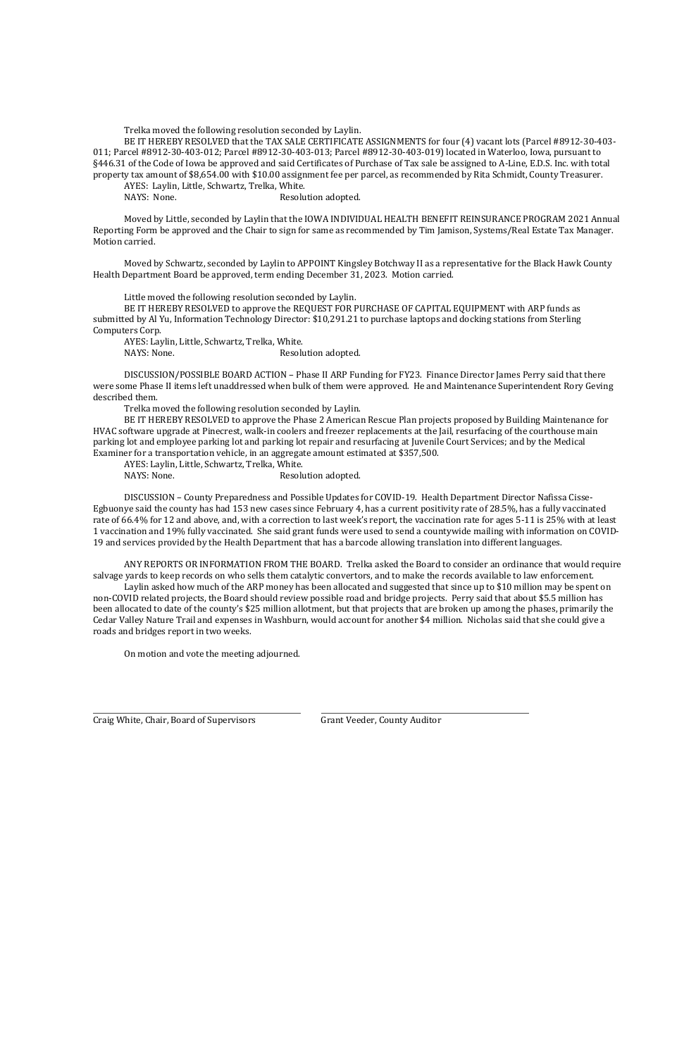Trelka moved the following resolution seconded by Laylin.

BE IT HEREBY RESOLVED that the TAX SALE CERTIFICATE ASSIGNMENTS for four (4) vacant lots (Parcel #8912-30-403-011; Parcel #8912-30-403-012; Parcel #8912-30-403-013; Parcel #8912-30-403-019) located in Waterloo, Iowa, pursuant to §446.31 of the Code of Iowa be approved and said Certificates of Purchase of Tax sale be assigned to A-Line, E.D.S. Inc. with total property tax amount of $8,654.00 with $10.00 assignment fee per parcel, as recommended by Rita Schmidt, County Treasurer.

AYES: Laylin, Little, Schwartz, Trelka, White.

NAYS: None. Resolution adopted.

Moved by Little, seconded by Laylin that the IOWA INDIVIDUAL HEALTH BENEFIT REINSURANCE PROGRAM 2021 Annual Reporting Form be approved and the Chair to sign for same as recommended by Tim Jamison, Systems/Real Estate Tax Manager. Motion carried.

Moved by Schwartz, seconded by Laylin to APPOINT Kingsley Botchway II as a representative for the Black Hawk County Health Department Board be approved, term ending December 31, 2023. Motion carried.

Little moved the following resolution seconded by Laylin.

BE IT HEREBY RESOLVED to approve the REQUEST FOR PURCHASE OF CAPITAL EQUIPMENT with ARP funds as submitted by Al Yu, Information Technology Director: $10,291.21 to purchase laptops and docking stations from Sterling Computers Corp.

AYES: Laylin, Little, Schwartz, Trelka, White.

NAYS: None. Resolution adopted.

DISCUSSION/POSSIBLE BOARD ACTION – Phase II ARP Funding for FY23. Finance Director James Perry said that there were some Phase II items left unaddressed when bulk of them were approved. He and Maintenance Superintendent Rory Geving described them.

Trelka moved the following resolution seconded by Laylin.

BE IT HEREBY RESOLVED to approve the Phase 2 American Rescue Plan projects proposed by Building Maintenance for HVAC software upgrade at Pinecrest, walk-in coolers and freezer replacements at the Jail, resurfacing of the courthouse main parking lot and employee parking lot and parking lot repair and resurfacing at Juvenile Court Services; and by the Medical Examiner for a transportation vehicle, in an aggregate amount estimated at $357,500.

AYES: Laylin, Little, Schwartz, Trelka, White.

NAYS: None. Resolution adopted.

DISCUSSION – County Preparedness and Possible Updates for COVID-19. Health Department Director Nafissa Cisse-Egbuonye said the county has had 153 new cases since February 4, has a current positivity rate of 28.5%, has a fully vaccinated rate of 66.4% for 12 and above, and, with a correction to last week's report, the vaccination rate for ages 5-11 is 25% with at least 1 vaccination and 19% fully vaccinated. She said grant funds were used to send a countywide mailing with information on COVID-19 and services provided by the Health Department that has a barcode allowing translation into different languages.

ANY REPORTS OR INFORMATION FROM THE BOARD. Trelka asked the Board to consider an ordinance that would require salvage yards to keep records on who sells them catalytic convertors, and to make the records available to law enforcement.

Laylin asked how much of the ARP money has been allocated and suggested that since up to $10 million may be spent on non-COVID related projects, the Board should review possible road and bridge projects. Perry said that about $5.5 million has been allocated to date of the county's $25 million allotment, but that projects that are broken up among the phases, primarily the Cedar Valley Nature Trail and expenses in Washburn, would account for another $4 million. Nicholas said that she could give a roads and bridges report in two weeks.

On motion and vote the meeting adjourned.

\_\_\_\_\_\_\_\_\_\_\_\_\_\_\_\_\_\_\_\_\_\_\_\_\_\_\_\_\_\_\_\_\_\_\_\_\_\_\_\_\_ \_\_\_\_\_\_\_\_\_\_\_\_\_\_\_\_\_\_\_\_\_\_\_\_\_\_\_\_\_\_\_\_\_\_\_\_\_\_\_\_\_

Craig White, Chair, Board of Supervisors Grant Veeder, County Auditor